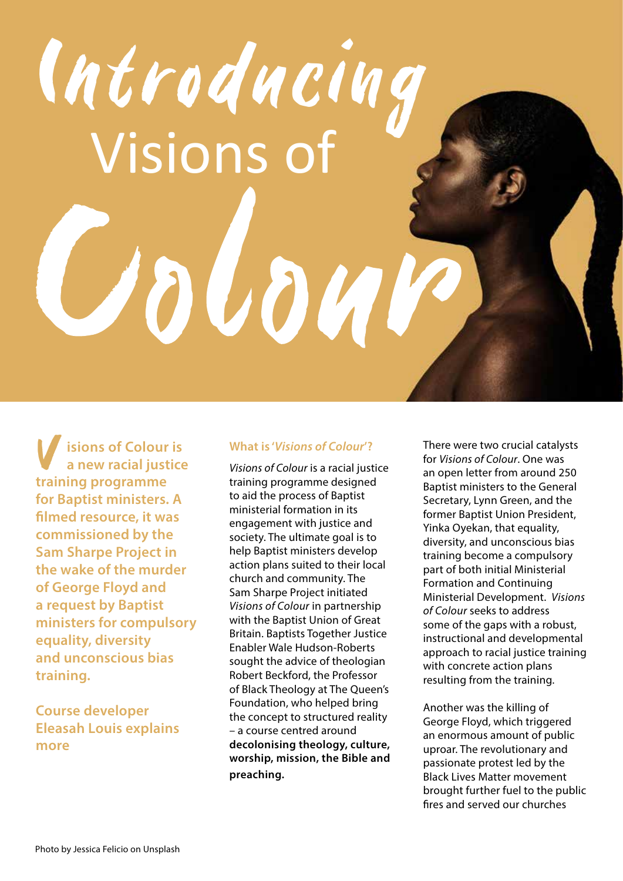# Introducing Visions of Colour

**Visions of Colour is a new racial justice training programme for Baptist ministers. A filmed resource, it was commissioned by the Sam Sharpe Project in the wake of the murder of George Floyd and a request by Baptist ministers for compulsory equality, diversity and unconscious bias training.**

**Course developer Eleasah Louis explains more**

## What is '*Visions of Colour*'?

*Visions of Colour* is a racial justice training programme designed to aid the process of Baptist ministerial formation in its engagement with justice and society. The ultimate goal is to help Baptist ministers develop action plans suited to their local church and community. The Sam Sharpe Project initiated *Visions of Colour* in partnership with the Baptist Union of Great Britain. Baptists Together Justice Enabler Wale Hudson-Roberts sought the advice of theologian Robert Beckford, the Professor of Black Theology at The Queen's Foundation, who helped bring the concept to structured reality – a course centred around **decolonising theology, culture, worship, mission, the Bible and preaching.**

There were two crucial catalysts for *Visions of Colour*. One was an open letter from around 250 Baptist ministers to the General Secretary, Lynn Green, and the former Baptist Union President, Yinka Oyekan, that equality, diversity, and unconscious bias training become a compulsory part of both initial Ministerial Formation and Continuing Ministerial Development. *Visions of Colour* seeks to address some of the gaps with a robust, instructional and developmental approach to racial justice training with concrete action plans resulting from the training.

Another was the killing of George Floyd, which triggered an enormous amount of public uproar. The revolutionary and passionate protest led by the Black Lives Matter movement brought further fuel to the public fires and served our churches

Photo by Jessica Felicio on Unsplash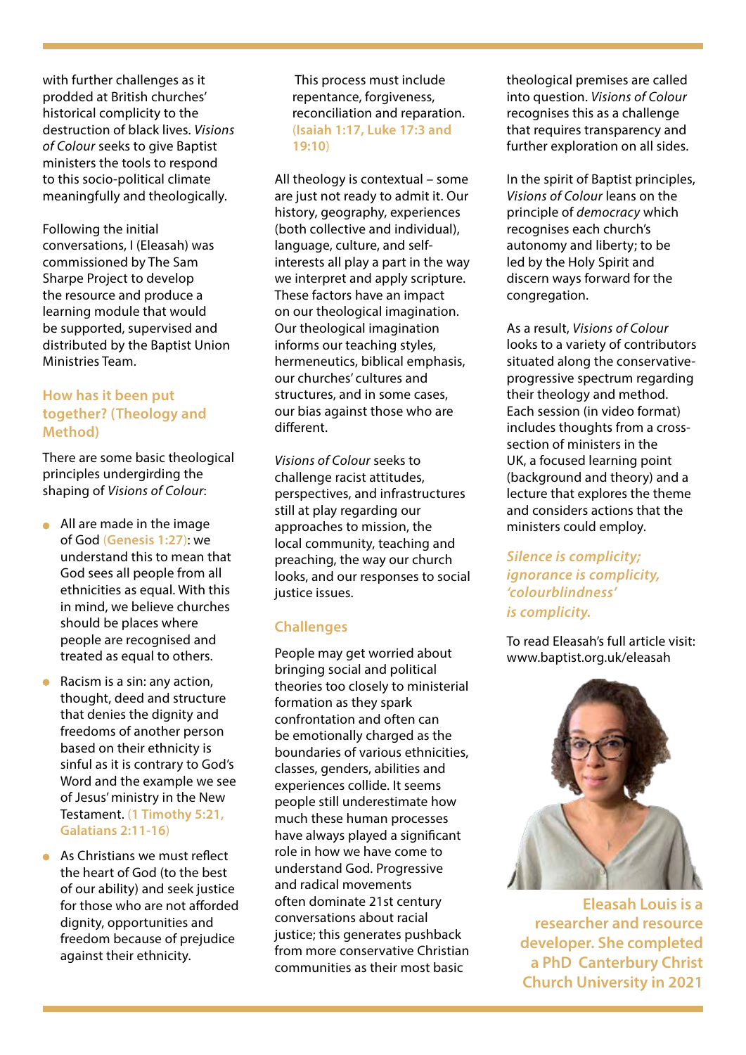with further challenges as it prodded at British churches' historical complicity to the destruction of black lives. *Visions of Colour* seeks to give Baptist ministers the tools to respond to this socio-political climate meaningfully and theologically.

Following the initial conversations, I (Eleasah) was commissioned by The Sam Sharpe Project to develop the resource and produce a learning module that would be supported, supervised and distributed by the Baptist Union Ministries Team.

### How has it been put together? (Theology and Method)

There are some basic theological principles undergirding the shaping of *Visions of Colour*:

- All are made in the image of God (**Genesis 1:27**): we understand this to mean that God sees all people from all ethnicities as equal. With this in mind, we believe churches should be places where people are recognised and treated as equal to others.
- Racism is a sin: any action, thought, deed and structure that denies the dignity and freedoms of another person based on their ethnicity is sinful as it is contrary to God's Word and the example we see of Jesus' ministry in the New Testament. (**1 Timothy 5:21, Galatians 2:11-16**)
- As Christians we must reflect the heart of God (to the best of our ability) and seek justice for those who are not afforded dignity, opportunities and freedom because of prejudice against their ethnicity.

This process must include repentance, forgiveness, reconciliation and reparation. (**Isaiah 1:17, Luke 17:3 and 19:10**)

All theology is contextual – some are just not ready to admit it. Our history, geography, experiences (both collective and individual), language, culture, and self-interests all play a part in the way we interpret and apply scripture. These factors have an impact on our theological imagination. Our theological imagination informs our teaching styles, hermeneutics, biblical emphasis, our churches' cultures and structures, and in some cases, our bias against those who are different.

*Visions of Colour* seeks to challenge racist attitudes, perspectives, and infrastructures still at play regarding our approaches to mission, the local community, teaching and preaching, the way our church looks, and our responses to social justice issues.

### Challenges

People may get worried about bringing social and political theories too closely to ministerial formation as they spark confrontation and often can be emotionally charged as the boundaries of various ethnicities, classes, genders, abilities and experiences collide. It seems people still underestimate how much these human processes have always played a significant role in how we have come to understand God. Progressive and radical movements often dominate 21st century conversations about racial justice; this generates pushback from more conservative Christian communities as their most basic theological premises are called into question. *Visions of Colour* recognises this as a challenge that requires transparency and further exploration on all sides.

In the spirit of Baptist principles, *Visions of Colour* leans on the principle of *democracy* which recognises each church's autonomy and liberty; to be led by the Holy Spirit and discern ways forward for the congregation.

As a result, *Visions of Colour* looks to a variety of contributors situated along the conservative-progressive spectrum regarding their theology and method. Each session (in video format) includes thoughts from a cross-section of ministers in the UK, a focused learning point (background and theory) and a lecture that explores the theme and considers actions that the ministers could employ.

***Silence is complicity; ignorance is complicity, 'colourblindness' is complicity.***

To read Eleasah's full article visit: www.baptist.org.uk/eleasah

**Eleasah Louis is a researcher and resource developer. She completed a PhD Canterbury Christ Church University in 2021**